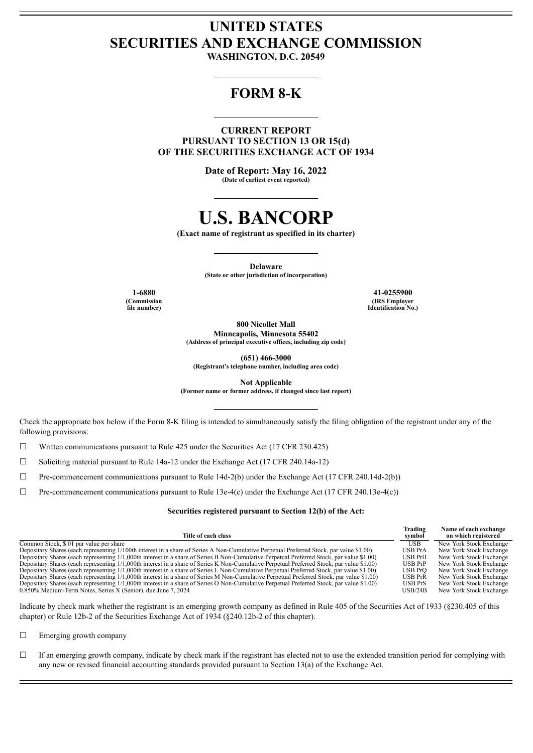# UNITED STATES
# SECURITIES AND EXCHANGE COMMISSION

**WASHINGTON, D.C. 20549**

## FORM 8-K

**CURRENT REPORT**
**PURSUANT TO SECTION 13 OR 15(d)**
**OF THE SECURITIES EXCHANGE ACT OF 1934**

**Date of Report: May 16, 2022**
**(Date of earliest event reported)**

# U.S. BANCORP

**(Exact name of registrant as specified in its charter)**

**Delaware**
**(State or other jurisdiction of incorporation)**

| **1-6880** | **41-0255900** |
|---|---|
| **(Commission file number)** | **(IRS Employer Identification No.)** |

**800 Nicollet Mall**
**Minneapolis, Minnesota 55402**
**(Address of principal executive offices, including zip code)**

**(651) 466-3000**
**(Registrant's telephone number, including area code)**

**Not Applicable**
**(Former name or former address, if changed since last report)**

Check the appropriate box below if the Form 8-K filing is intended to simultaneously satisfy the filing obligation of the registrant under any of the following provisions:

☐ Written communications pursuant to Rule 425 under the Securities Act (17 CFR 230.425)

☐ Soliciting material pursuant to Rule 14a-12 under the Exchange Act (17 CFR 240.14a-12)

☐ Pre-commencement communications pursuant to Rule 14d-2(b) under the Exchange Act (17 CFR 240.14d-2(b))

☐ Pre-commencement communications pursuant to Rule 13e-4(c) under the Exchange Act (17 CFR 240.13e-4(c))

**Securities registered pursuant to Section 12(b) of the Act:**

| Title of each class | Trading symbol | Name of each exchange on which registered |
|---|---|---|
| Common Stock, $.01 par value per share | USB | New York Stock Exchange |
| Depositary Shares (each representing 1/100th interest in a share of Series A Non-Cumulative Perpetual Preferred Stock, par value $1.00) | USB PrA | New York Stock Exchange |
| Depositary Shares (each representing 1/1,000th interest in a share of Series B Non-Cumulative Perpetual Preferred Stock, par value $1.00) | USB PrH | New York Stock Exchange |
| Depositary Shares (each representing 1/1,000th interest in a share of Series K Non-Cumulative Perpetual Preferred Stock, par value $1.00) | USB PrP | New York Stock Exchange |
| Depositary Shares (each representing 1/1,000th interest in a share of Series L Non-Cumulative Perpetual Preferred Stock, par value $1.00) | USB PrQ | New York Stock Exchange |
| Depositary Shares (each representing 1/1,000th interest in a share of Series M Non-Cumulative Perpetual Preferred Stock, par value $1.00) | USB PrR | New York Stock Exchange |
| Depositary Shares (each representing 1/1,000th interest in a share of Series O Non-Cumulative Perpetual Preferred Stock, par value $1.00) | USB PrS | New York Stock Exchange |
| 0.850% Medium-Term Notes, Series X (Senior), due June 7, 2024 | USB/24B | New York Stock Exchange |

Indicate by check mark whether the registrant is an emerging growth company as defined in Rule 405 of the Securities Act of 1933 (§230.405 of this chapter) or Rule 12b-2 of the Securities Exchange Act of 1934 (§240.12b-2 of this chapter).

☐ Emerging growth company

☐ If an emerging growth company, indicate by check mark if the registrant has elected not to use the extended transition period for complying with any new or revised financial accounting standards provided pursuant to Section 13(a) of the Exchange Act.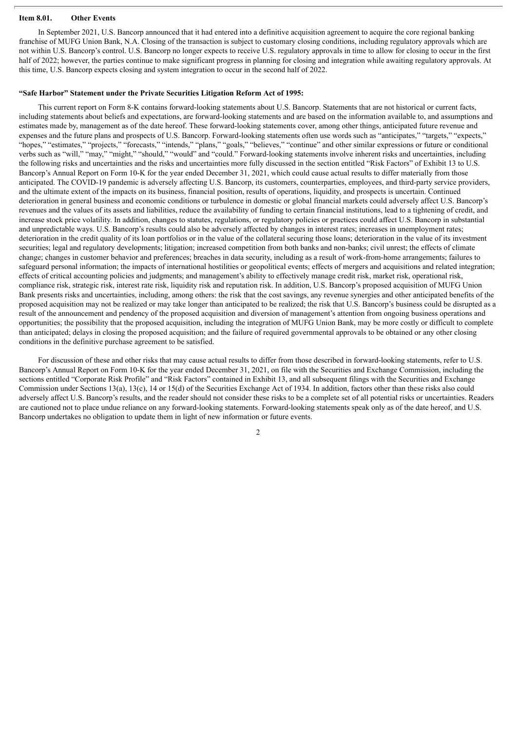**Item 8.01. Other Events**

In September 2021, U.S. Bancorp announced that it had entered into a definitive acquisition agreement to acquire the core regional banking franchise of MUFG Union Bank, N.A. Closing of the transaction is subject to customary closing conditions, including regulatory approvals which are not within U.S. Bancorp's control. U.S. Bancorp no longer expects to receive U.S. regulatory approvals in time to allow for closing to occur in the first half of 2022; however, the parties continue to make significant progress in planning for closing and integration while awaiting regulatory approvals. At this time, U.S. Bancorp expects closing and system integration to occur in the second half of 2022.

**"Safe Harbor" Statement under the Private Securities Litigation Reform Act of 1995:**

This current report on Form 8-K contains forward-looking statements about U.S. Bancorp. Statements that are not historical or current facts, including statements about beliefs and expectations, are forward-looking statements and are based on the information available to, and assumptions and estimates made by, management as of the date hereof. These forward-looking statements cover, among other things, anticipated future revenue and expenses and the future plans and prospects of U.S. Bancorp. Forward-looking statements often use words such as "anticipates," "targets," "expects," "hopes," "estimates," "projects," "forecasts," "intends," "plans," "goals," "believes," "continue" and other similar expressions or future or conditional verbs such as "will," "may," "might," "should," "would" and "could." Forward-looking statements involve inherent risks and uncertainties, including the following risks and uncertainties and the risks and uncertainties more fully discussed in the section entitled "Risk Factors" of Exhibit 13 to U.S. Bancorp's Annual Report on Form 10-K for the year ended December 31, 2021, which could cause actual results to differ materially from those anticipated. The COVID-19 pandemic is adversely affecting U.S. Bancorp, its customers, counterparties, employees, and third-party service providers, and the ultimate extent of the impacts on its business, financial position, results of operations, liquidity, and prospects is uncertain. Continued deterioration in general business and economic conditions or turbulence in domestic or global financial markets could adversely affect U.S. Bancorp's revenues and the values of its assets and liabilities, reduce the availability of funding to certain financial institutions, lead to a tightening of credit, and increase stock price volatility. In addition, changes to statutes, regulations, or regulatory policies or practices could affect U.S. Bancorp in substantial and unpredictable ways. U.S. Bancorp's results could also be adversely affected by changes in interest rates; increases in unemployment rates; deterioration in the credit quality of its loan portfolios or in the value of the collateral securing those loans; deterioration in the value of its investment securities; legal and regulatory developments; litigation; increased competition from both banks and non-banks; civil unrest; the effects of climate change; changes in customer behavior and preferences; breaches in data security, including as a result of work-from-home arrangements; failures to safeguard personal information; the impacts of international hostilities or geopolitical events; effects of mergers and acquisitions and related integration; effects of critical accounting policies and judgments; and management's ability to effectively manage credit risk, market risk, operational risk, compliance risk, strategic risk, interest rate risk, liquidity risk and reputation risk. In addition, U.S. Bancorp's proposed acquisition of MUFG Union Bank presents risks and uncertainties, including, among others: the risk that the cost savings, any revenue synergies and other anticipated benefits of the proposed acquisition may not be realized or may take longer than anticipated to be realized; the risk that U.S. Bancorp's business could be disrupted as a result of the announcement and pendency of the proposed acquisition and diversion of management's attention from ongoing business operations and opportunities; the possibility that the proposed acquisition, including the integration of MUFG Union Bank, may be more costly or difficult to complete than anticipated; delays in closing the proposed acquisition; and the failure of required governmental approvals to be obtained or any other closing conditions in the definitive purchase agreement to be satisfied.

For discussion of these and other risks that may cause actual results to differ from those described in forward-looking statements, refer to U.S. Bancorp's Annual Report on Form 10-K for the year ended December 31, 2021, on file with the Securities and Exchange Commission, including the sections entitled "Corporate Risk Profile" and "Risk Factors" contained in Exhibit 13, and all subsequent filings with the Securities and Exchange Commission under Sections 13(a), 13(c), 14 or 15(d) of the Securities Exchange Act of 1934. In addition, factors other than these risks also could adversely affect U.S. Bancorp's results, and the reader should not consider these risks to be a complete set of all potential risks or uncertainties. Readers are cautioned not to place undue reliance on any forward-looking statements. Forward-looking statements speak only as of the date hereof, and U.S. Bancorp undertakes no obligation to update them in light of new information or future events.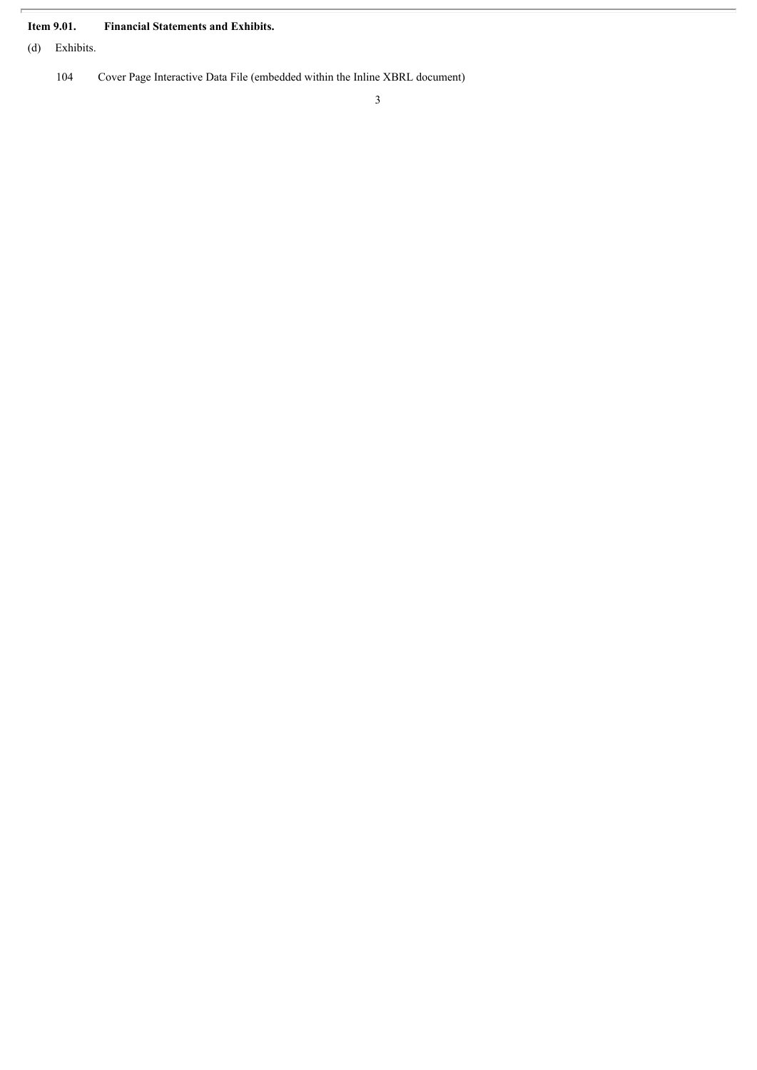**Item 9.01. Financial Statements and Exhibits.**

(d) Exhibits.

104 Cover Page Interactive Data File (embedded within the Inline XBRL document)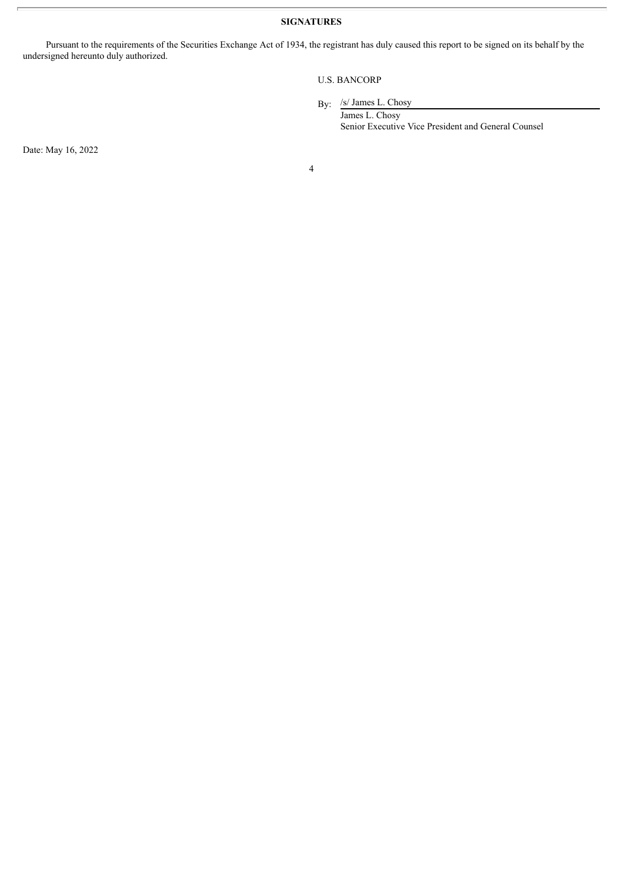**SIGNATURES**

Pursuant to the requirements of the Securities Exchange Act of 1934, the registrant has duly caused this report to be signed on its behalf by the undersigned hereunto duly authorized.

U.S. BANCORP

By: /s/ James L. Chosy
James L. Chosy
Senior Executive Vice President and General Counsel

Date: May 16, 2022